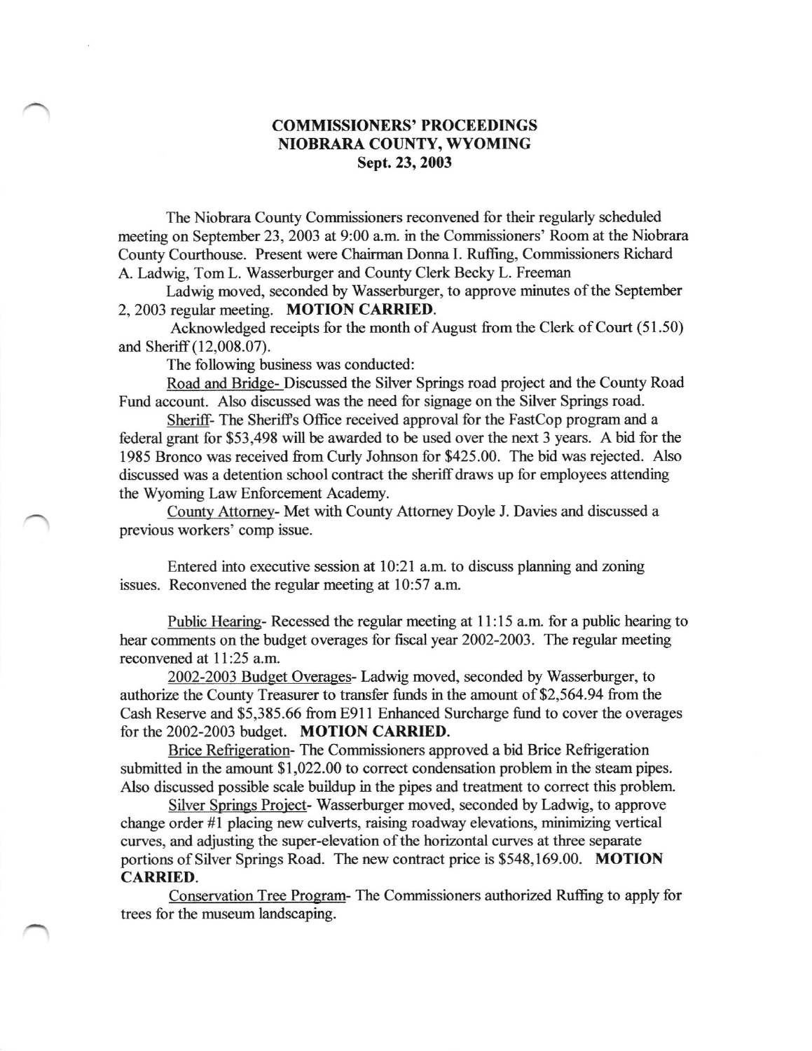# COMMISSIONERS' PROCEEDINGS
## NIOBRARA COUNTY, WYOMING
### Sept. 23, 2003

The Niobrara County Commissioners reconvened for their regularly scheduled meeting on September 23, 2003 at 9:00 a.m. in the Commissioners' Room at the Niobrara County Courthouse. Present were Chairman Donna I. Ruffing, Commissioners Richard A. Ladwig, Tom L. Wasserburger and County Clerk Becky L. Freeman

Ladwig moved, seconded by Wasserburger, to approve minutes of the September 2, 2003 regular meeting. **MOTION CARRIED.**

Acknowledged receipts for the month of August from the Clerk of Court (51.50) and Sheriff (12,008.07).

The following business was conducted:

Road and Bridge- Discussed the Silver Springs road project and the County Road Fund account. Also discussed was the need for signage on the Silver Springs road.

Sheriff- The Sheriff's Office received approval for the FastCop program and a federal grant for $53,498 will be awarded to be used over the next 3 years. A bid for the 1985 Bronco was received from Curly Johnson for $425.00. The bid was rejected. Also discussed was a detention school contract the sheriff draws up for employees attending the Wyoming Law Enforcement Academy.

County Attorney- Met with County Attorney Doyle J. Davies and discussed a previous workers' comp issue.

Entered into executive session at 10:21 a.m. to discuss planning and zoning issues. Reconvened the regular meeting at 10:57 a.m.

Public Hearing- Recessed the regular meeting at 11:15 a.m. for a public hearing to hear comments on the budget overages for fiscal year 2002-2003. The regular meeting reconvened at 11:25 a.m.

2002-2003 Budget Overages- Ladwig moved, seconded by Wasserburger, to authorize the County Treasurer to transfer funds in the amount of $2,564.94 from the Cash Reserve and $5,385.66 from E911 Enhanced Surcharge fund to cover the overages for the 2002-2003 budget. **MOTION CARRIED.**

Brice Refrigeration- The Commissioners approved a bid Brice Refrigeration submitted in the amount $1,022.00 to correct condensation problem in the steam pipes. Also discussed possible scale buildup in the pipes and treatment to correct this problem.

Silver Springs Project- Wasserburger moved, seconded by Ladwig, to approve change order #1 placing new culverts, raising roadway elevations, minimizing vertical curves, and adjusting the super-elevation of the horizontal curves at three separate portions of Silver Springs Road. The new contract price is $548,169.00. **MOTION CARRIED.**

Conservation Tree Program- The Commissioners authorized Ruffing to apply for trees for the museum landscaping.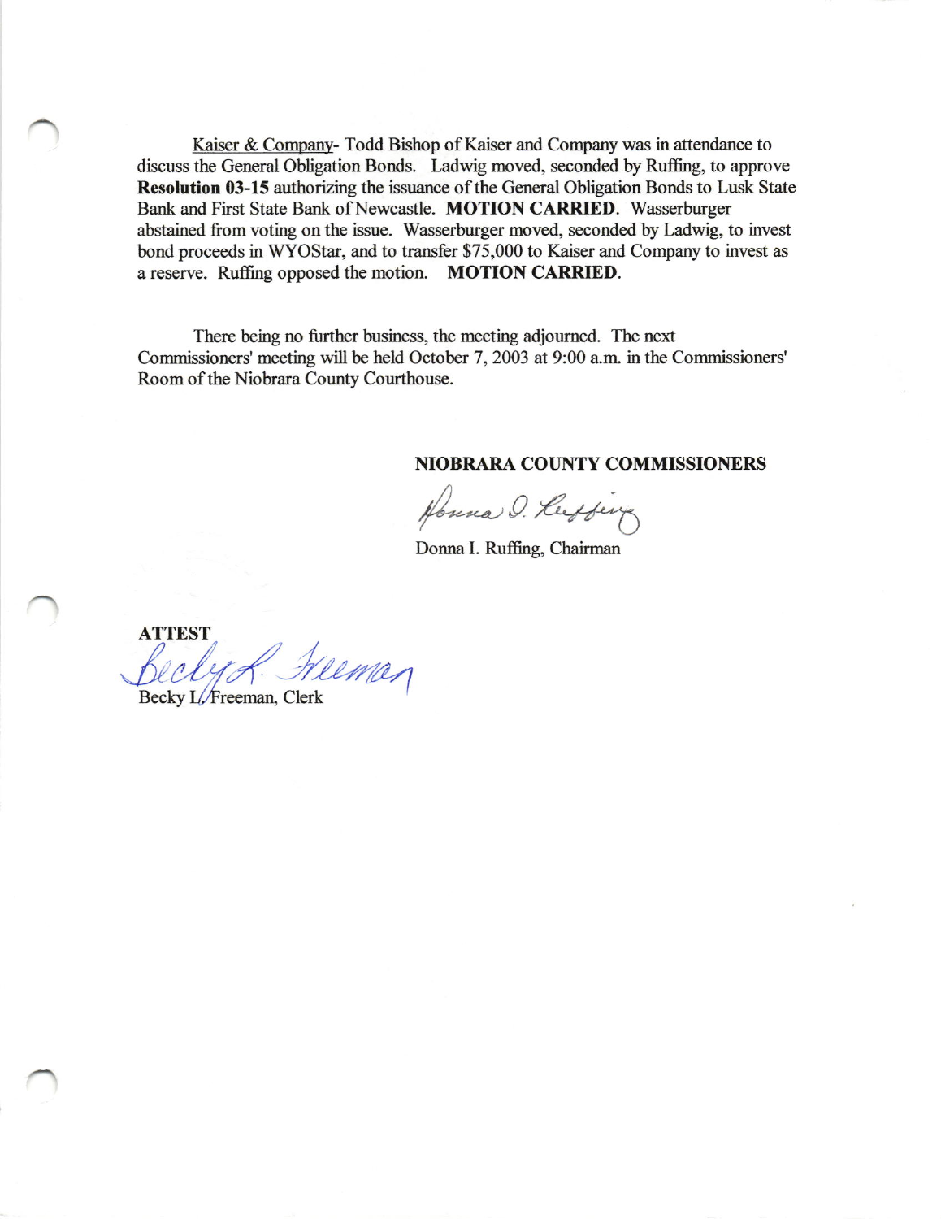Kaiser & Company- Todd Bishop of Kaiser and Company was in attendance to discuss the General Obligation Bonds. Ladwig moved, seconded by Ruffing, to approve **Resolution 03-15** authorizing the issuance of the General Obligation Bonds to Lusk State Bank and First State Bank of Newcastle. **MOTION CARRIED**. Wasserburger abstained from voting on the issue. Wasserburger moved, seconded by Ladwig, to invest bond proceeds in WYOStar, and to transfer $75,000 to Kaiser and Company to invest as a reserve. Ruffing opposed the motion. **MOTION CARRIED**.

There being no further business, the meeting adjourned. The next Commissioners' meeting will be held October 7, 2003 at 9:00 a.m. in the Commissioners' Room of the Niobrara County Courthouse.

**NIOBRARA COUNTY COMMISSIONERS**

Donna I. Ruffing

Donna I. Ruffing, Chairman

**ATTEST**

Becky L. Freeman

Becky L. Freeman, Clerk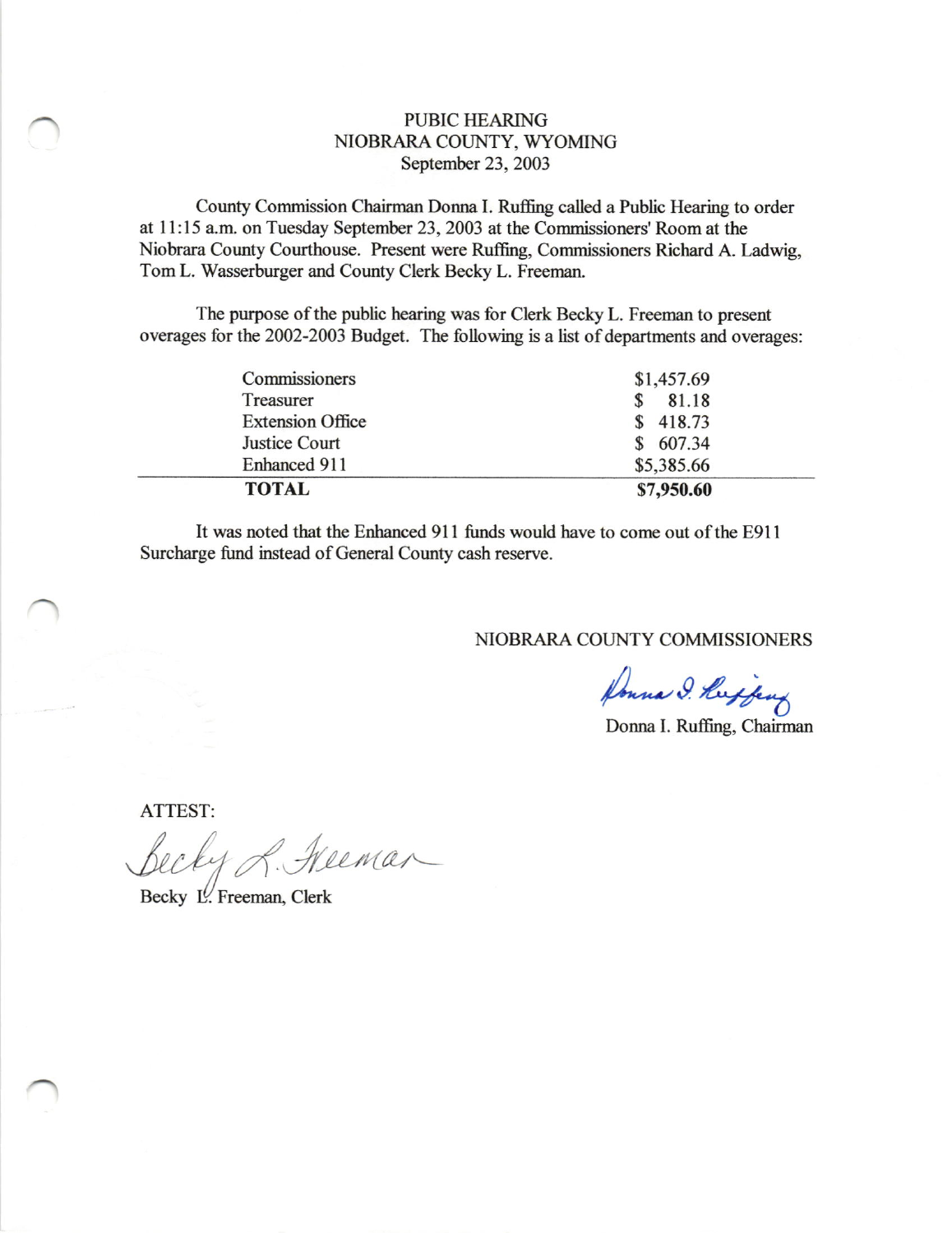# PUBIC HEARING
## NIOBRARA COUNTY, WYOMING
### September 23, 2003

County Commission Chairman Donna I. Ruffing called a Public Hearing to order at 11:15 a.m. on Tuesday September 23, 2003 at the Commissioners' Room at the Niobrara County Courthouse. Present were Ruffing, Commissioners Richard A. Ladwig, Tom L. Wasserburger and County Clerk Becky L. Freeman.

The purpose of the public hearing was for Clerk Becky L. Freeman to present overages for the 2002-2003 Budget. The following is a list of departments and overages:

| | |
|---|---|
| Commissioners | $1,457.69 |
| Treasurer | $ 81.18 |
| Extension Office | $ 418.73 |
| Justice Court | $ 607.34 |
| Enhanced 911 | $5,385.66 |
| **TOTAL** | **$7,950.60** |

It was noted that the Enhanced 911 funds would have to come out of the E911 Surcharge fund instead of General County cash reserve.

NIOBRARA COUNTY COMMISSIONERS

Donna I. Ruffing, Chairman

ATTEST:

Becky L. Freeman, Clerk